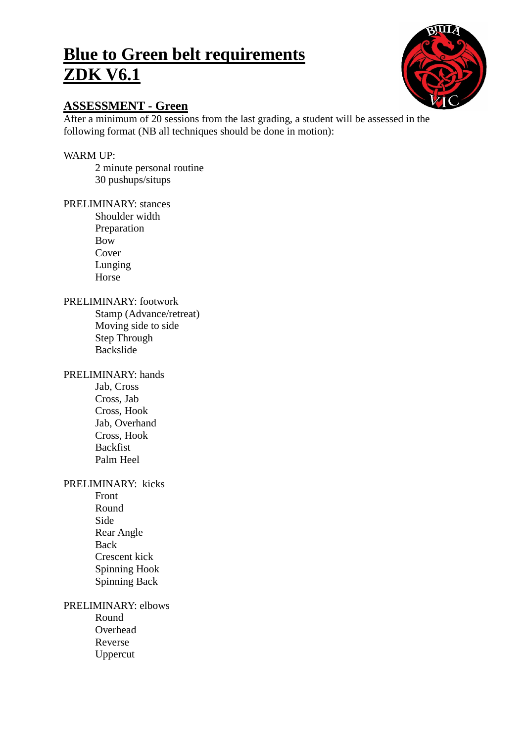# Blue to Green belt requirements
# ZDK V6.1

## ASSESSMENT - Green

After a minimum of 20 sessions from the last grading, a student will be assessed in the following format (NB all techniques should be done in motion):

WARM UP:

- 2 minute personal routine
- 30 pushups/situps

PRELIMINARY: stances

- Shoulder width
- Preparation
- Bow
- Cover
- Lunging
- Horse

PRELIMINARY: footwork

- Stamp (Advance/retreat)
- Moving side to side
- Step Through
- Backslide

PRELIMINARY: hands

- Jab, Cross
- Cross, Jab
- Cross, Hook
- Jab, Overhand
- Cross, Hook
- Backfist
- Palm Heel

PRELIMINARY: kicks

- Front
- Round
- Side
- Rear Angle
- Back
- Crescent kick
- Spinning Hook
- Spinning Back

PRELIMINARY: elbows

- Round
- Overhead
- Reverse
- Uppercut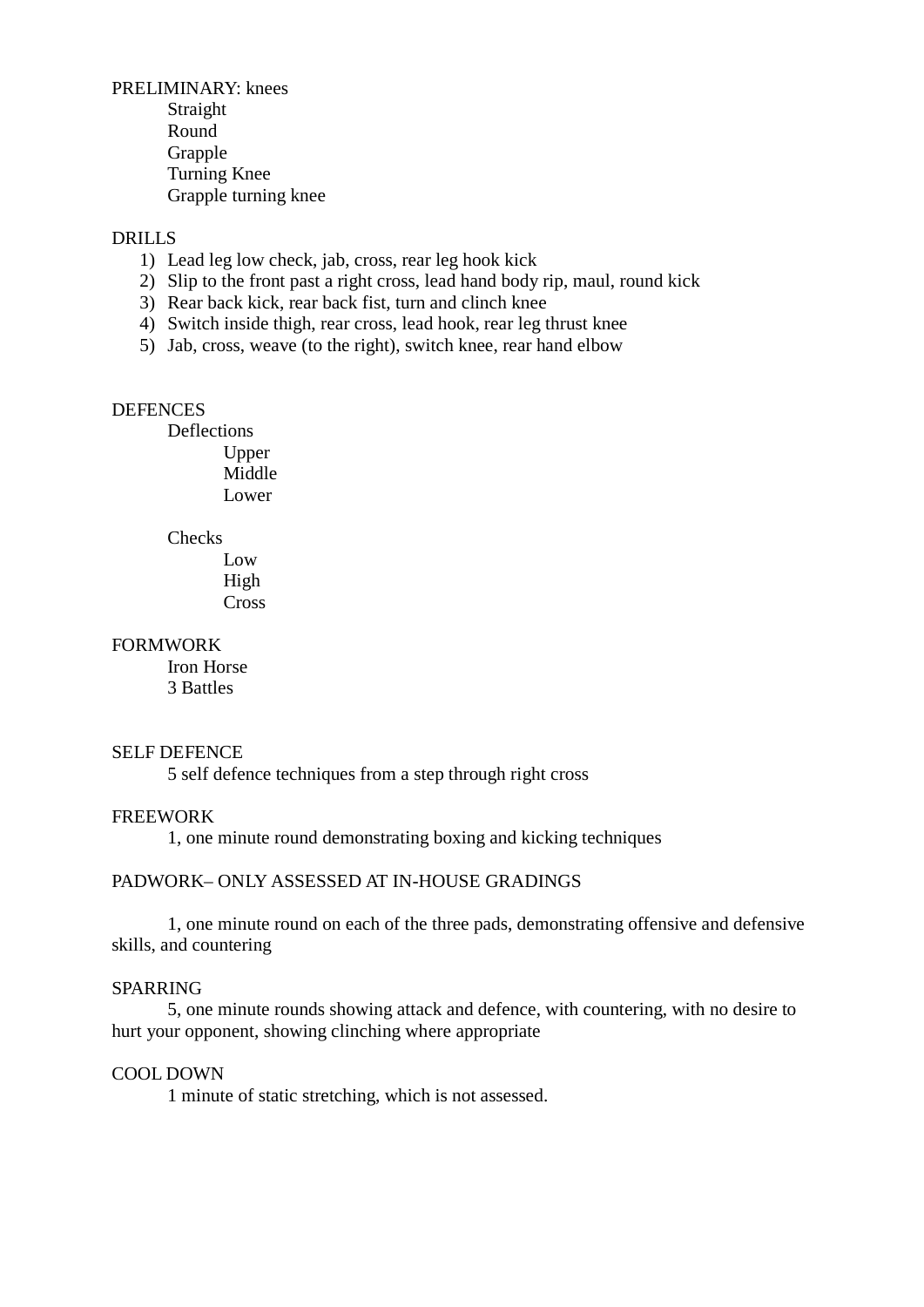PRELIMINARY: knees

- Straight
- Round
- Grapple
- Turning Knee
- Grapple turning knee

DRILLS

1) Lead leg low check, jab, cross, rear leg hook kick
2) Slip to the front past a right cross, lead hand body rip, maul, round kick
3) Rear back kick, rear back fist, turn and clinch knee
4) Switch inside thigh, rear cross, lead hook, rear leg thrust knee
5) Jab, cross, weave (to the right), switch knee, rear hand elbow

DEFENCES

- Deflections
  - Upper
  - Middle
  - Lower

- Checks
  - Low
  - High
  - Cross

FORMWORK

- Iron Horse
- 3 Battles

SELF DEFENCE

5 self defence techniques from a step through right cross

FREEWORK

1, one minute round demonstrating boxing and kicking techniques

PADWORK– ONLY ASSESSED AT IN-HOUSE GRADINGS

1, one minute round on each of the three pads, demonstrating offensive and defensive skills, and countering

SPARRING

5, one minute rounds showing attack and defence, with countering, with no desire to hurt your opponent, showing clinching where appropriate

COOL DOWN

1 minute of static stretching, which is not assessed.